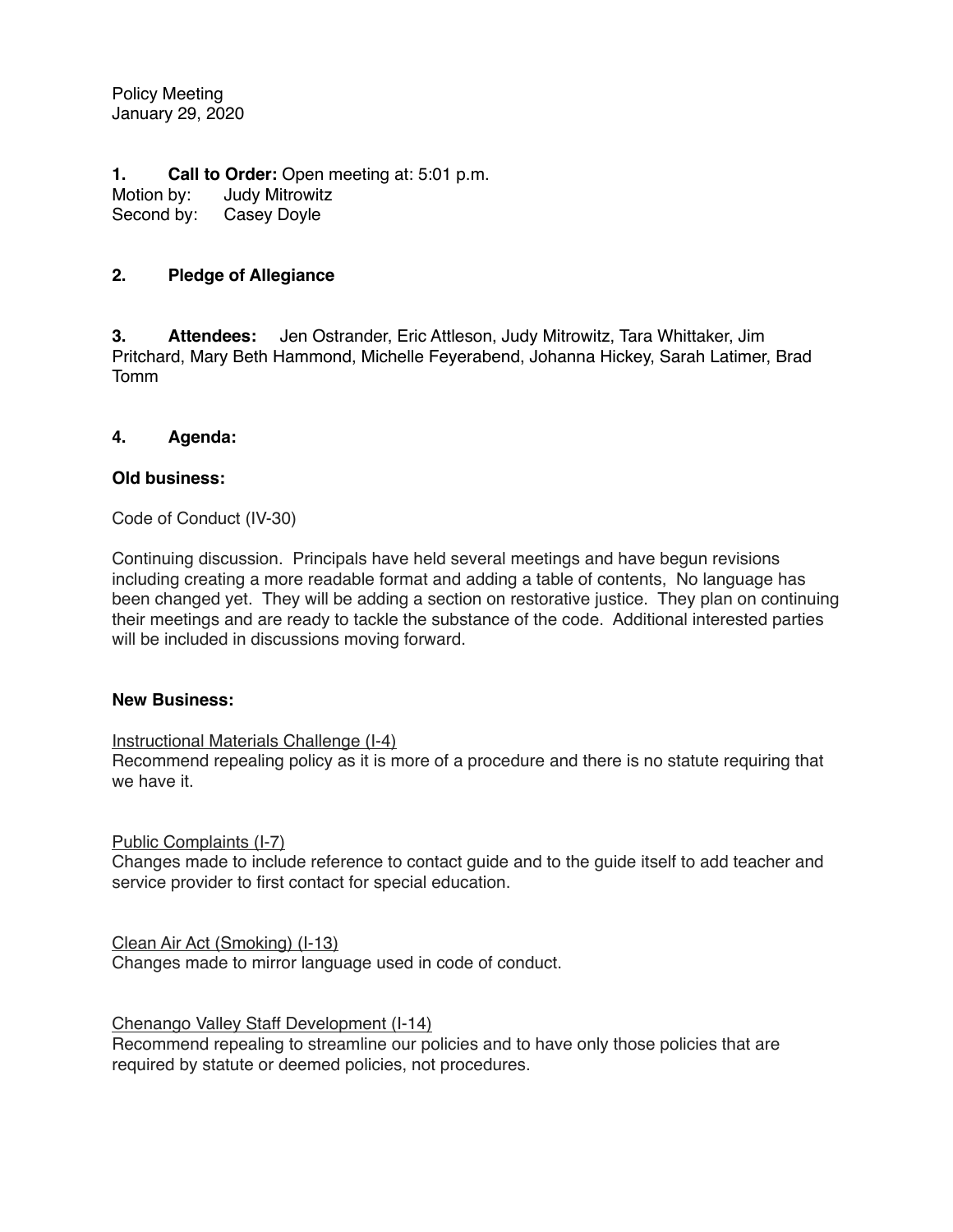Policy Meeting
January 29, 2020

**1. Call to Order:** Open meeting at: 5:01 p.m.
Motion by: Judy Mitrowitz
Second by: Casey Doyle

**2. Pledge of Allegiance**

**3. Attendees:** Jen Ostrander, Eric Attleson, Judy Mitrowitz, Tara Whittaker, Jim Pritchard, Mary Beth Hammond, Michelle Feyerabend, Johanna Hickey, Sarah Latimer, Brad Tomm

**4. Agenda:**

**Old business:**

Code of Conduct (IV-30)

Continuing discussion. Principals have held several meetings and have begun revisions including creating a more readable format and adding a table of contents, No language has been changed yet. They will be adding a section on restorative justice. They plan on continuing their meetings and are ready to tackle the substance of the code. Additional interested parties will be included in discussions moving forward.

**New Business:**

Instructional Materials Challenge (I-4)
Recommend repealing policy as it is more of a procedure and there is no statute requiring that we have it.

Public Complaints (I-7)
Changes made to include reference to contact guide and to the guide itself to add teacher and service provider to first contact for special education.

Clean Air Act (Smoking) (I-13)
Changes made to mirror language used in code of conduct.

Chenango Valley Staff Development (I-14)
Recommend repealing to streamline our policies and to have only those policies that are required by statute or deemed policies, not procedures.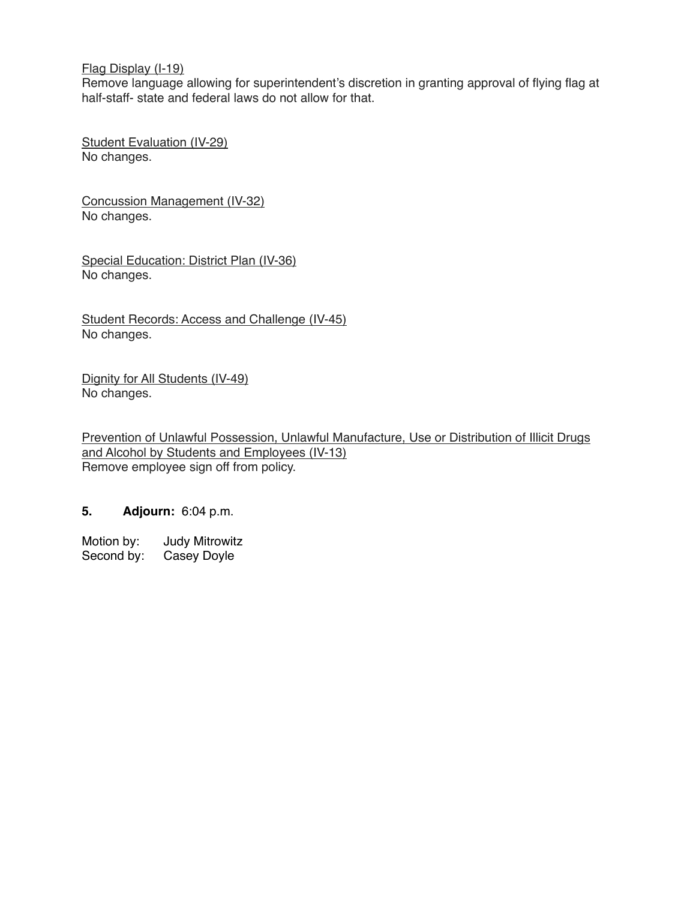<u>Flag Display (I-19)</u>
Remove language allowing for superintendent's discretion in granting approval of flying flag at half-staff- state and federal laws do not allow for that.

<u>Student Evaluation (IV-29)</u>
No changes.

<u>Concussion Management (IV-32)</u>
No changes.

<u>Special Education: District Plan (IV-36)</u>
No changes.

<u>Student Records: Access and Challenge (IV-45)</u>
No changes.

<u>Dignity for All Students (IV-49)</u>
No changes.

<u>Prevention of Unlawful Possession, Unlawful Manufacture, Use or Distribution of Illicit Drugs and Alcohol by Students and Employees (IV-13)</u>
Remove employee sign off from policy.

**5. Adjourn:** 6:04 p.m.

Motion by: Judy Mitrowitz
Second by: Casey Doyle